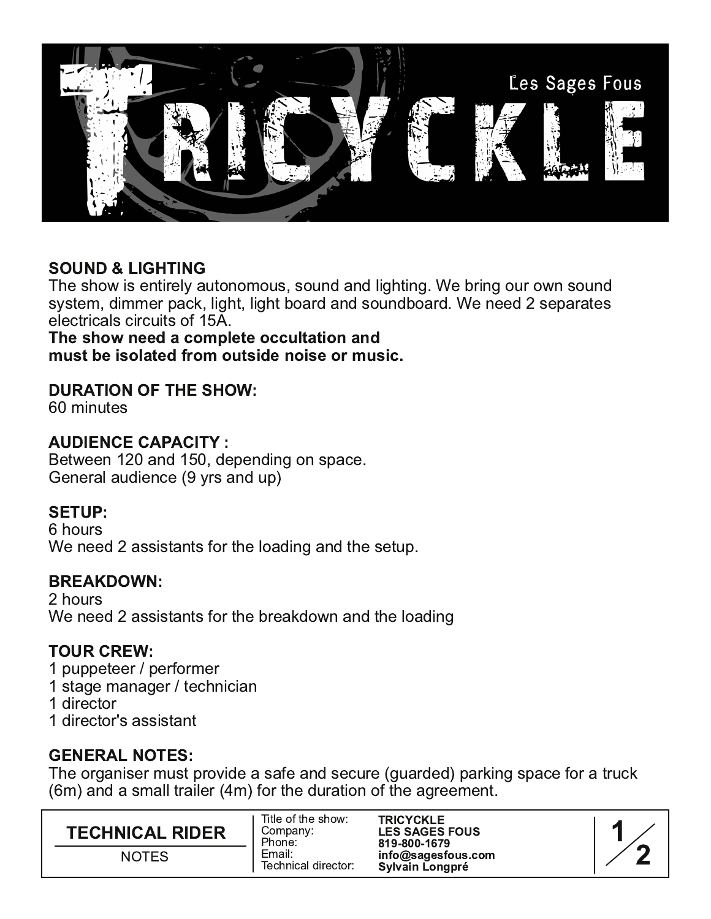# TRICYCKLE

Les Sages Fous

**SOUND & LIGHTING**

The show is entirely autonomous, sound and lighting. We bring our own sound system, dimmer pack, light, light board and soundboard. We need 2 separates electricals circuits of 15A.

**The show need a complete occultation and must be isolated from outside noise or music.**

**DURATION OF THE SHOW:**

60 minutes

**AUDIENCE CAPACITY :**

Between 120 and 150, depending on space.
General audience (9 yrs and up)

**SETUP:**

6 hours
We need 2 assistants for the loading and the setup.

**BREAKDOWN:**

2 hours
We need 2 assistants for the breakdown and the loading

**TOUR CREW:**

1 puppeteer / performer
1 stage manager / technician
1 director
1 director's assistant

**GENERAL NOTES:**

The organiser must provide a safe and secure (guarded) parking space for a truck (6m) and a small trailer (4m) for the duration of the agreement.

| TECHNICAL RIDER | | |
| --- | --- | --- |
| NOTES | Title of the show: | **TRICYCKLE** |
| | Company: | **LES SAGES FOUS** |
| | Phone: | **819-800-1679** |
| | Email: | **info@sagesfous.com** |
| | Technical director: | **Sylvain Longpré** |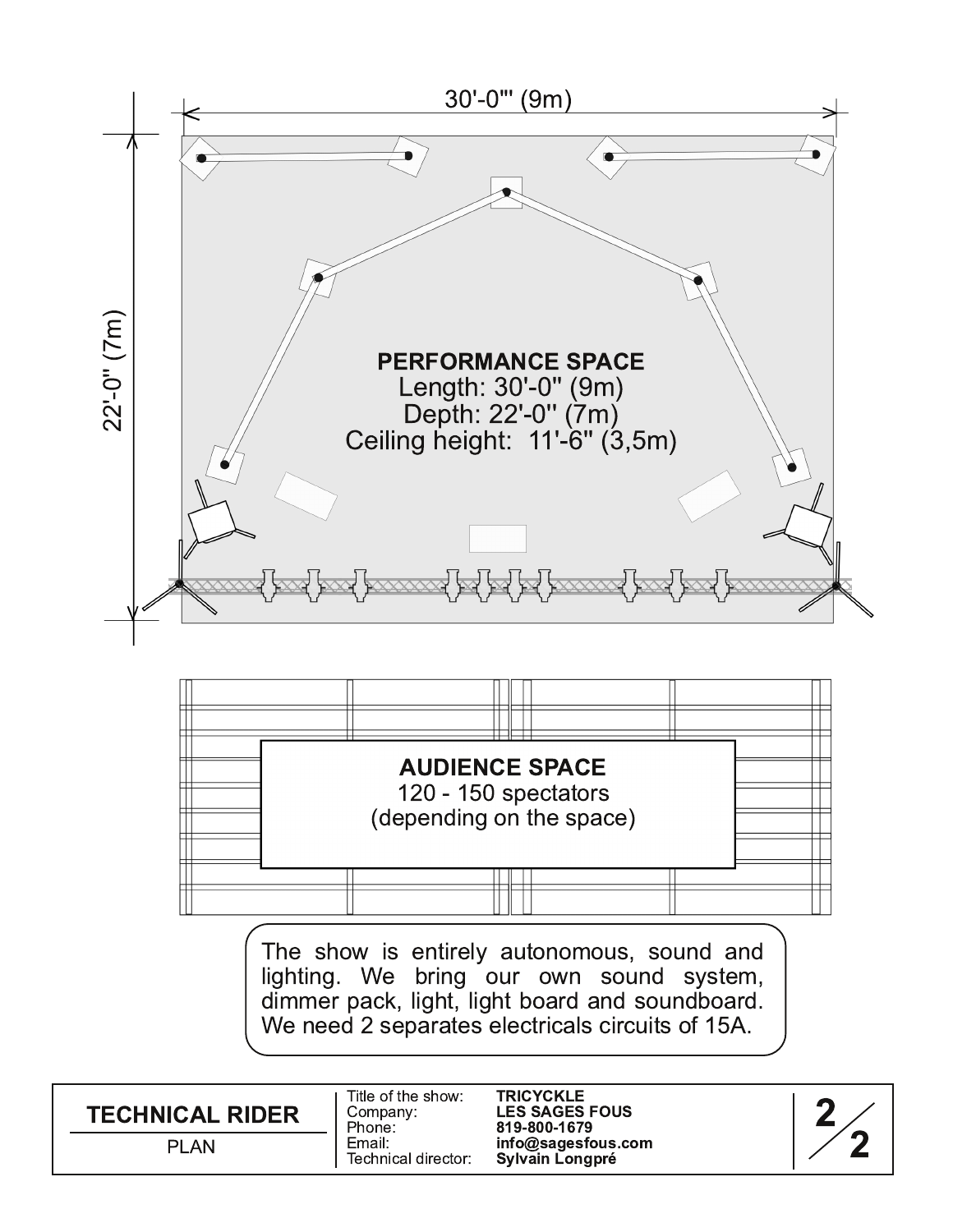30'-0"' (9m)

22'-0" (7m)

**PERFORMANCE SPACE**
Length: 30'-0" (9m)
Depth: 22'-0" (7m)
Ceiling height: 11'-6" (3,5m)

**AUDIENCE SPACE**
120 - 150 spectators
(depending on the space)

The show is entirely autonomous, sound and lighting. We bring our own sound system, dimmer pack, light, light board and soundboard. We need 2 separates electricals circuits of 15A.

| | | |
|---|---|---|
| **TECHNICAL RIDER** | Title of the show: | **TRICYCKLE** |
| PLAN | Company: | **LES SAGES FOUS** |
| | Phone: | **819-800-1679** |
| | Email: | **info@sagesfous.com** |
| | Technical director: | **Sylvain Longpré** |